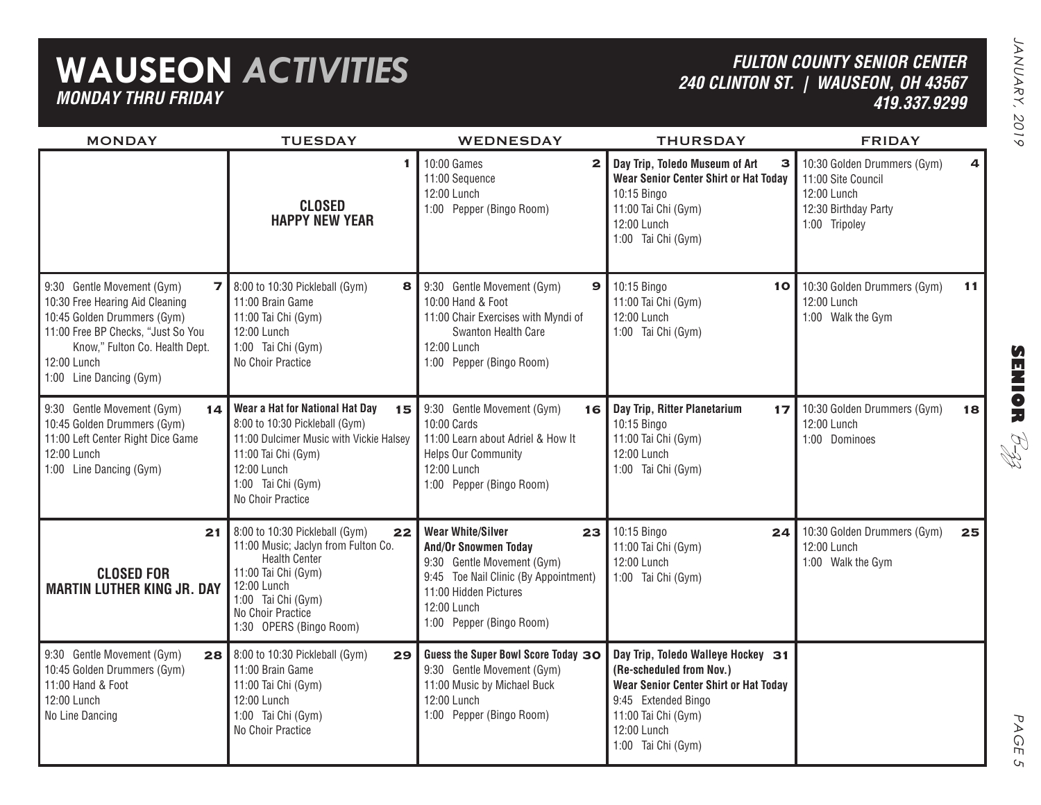# WAUSEON *ACTIVITIES*

***MONDAY THRU FRIDAY***

***FULTON COUNTY SENIOR CENTER***
***240 CLINTON ST. | WAUSEON, OH 43567***
***419.337.9299***

| MONDAY | TUESDAY | WEDNESDAY | THURSDAY | FRIDAY |
|---|---|---|---|---|
| | **1**<br>**CLOSED**<br>**HAPPY NEW YEAR** | **2**<br>10:00 Games<br>11:00 Sequence<br>12:00 Lunch<br>1:00 Pepper (Bingo Room) | **3**<br>**Day Trip, Toledo Museum of Art**<br>**Wear Senior Center Shirt or Hat Today**<br>10:15 Bingo<br>11:00 Tai Chi (Gym)<br>12:00 Lunch<br>1:00 Tai Chi (Gym) | **4**<br>10:30 Golden Drummers (Gym)<br>11:00 Site Council<br>12:00 Lunch<br>12:30 Birthday Party<br>1:00 Tripoley |
| **7**<br>9:30 Gentle Movement (Gym)<br>10:30 Free Hearing Aid Cleaning<br>10:45 Golden Drummers (Gym)<br>11:00 Free BP Checks, "Just So You Know," Fulton Co. Health Dept.<br>12:00 Lunch<br>1:00 Line Dancing (Gym) | **8**<br>8:00 to 10:30 Pickleball (Gym)<br>11:00 Brain Game<br>11:00 Tai Chi (Gym)<br>12:00 Lunch<br>1:00 Tai Chi (Gym)<br>No Choir Practice | **9**<br>9:30 Gentle Movement (Gym)<br>10:00 Hand & Foot<br>11:00 Chair Exercises with Myndi of Swanton Health Care<br>12:00 Lunch<br>1:00 Pepper (Bingo Room) | **10**<br>10:15 Bingo<br>11:00 Tai Chi (Gym)<br>12:00 Lunch<br>1:00 Tai Chi (Gym) | **11**<br>10:30 Golden Drummers (Gym)<br>12:00 Lunch<br>1:00 Walk the Gym |
| **14**<br>9:30 Gentle Movement (Gym)<br>10:45 Golden Drummers (Gym)<br>11:00 Left Center Right Dice Game<br>12:00 Lunch<br>1:00 Line Dancing (Gym) | **15**<br>**Wear a Hat for National Hat Day**<br>8:00 to 10:30 Pickleball (Gym)<br>11:00 Dulcimer Music with Vickie Halsey<br>11:00 Tai Chi (Gym)<br>12:00 Lunch<br>1:00 Tai Chi (Gym)<br>No Choir Practice | **16**<br>9:30 Gentle Movement (Gym)<br>10:00 Cards<br>11:00 Learn about Adriel & How It Helps Our Community<br>12:00 Lunch<br>1:00 Pepper (Bingo Room) | **17**<br>**Day Trip, Ritter Planetarium**<br>10:15 Bingo<br>11:00 Tai Chi (Gym)<br>12:00 Lunch<br>1:00 Tai Chi (Gym) | **18**<br>10:30 Golden Drummers (Gym)<br>12:00 Lunch<br>1:00 Dominoes |
| **21**<br>**CLOSED FOR**<br>**MARTIN LUTHER KING JR. DAY** | **22**<br>8:00 to 10:30 Pickleball (Gym)<br>11:00 Music; Jaclyn from Fulton Co. Health Center<br>11:00 Tai Chi (Gym)<br>12:00 Lunch<br>1:00 Tai Chi (Gym)<br>No Choir Practice<br>1:30 OPERS (Bingo Room) | **23**<br>**Wear White/Silver And/Or Snowmen Today**<br>9:30 Gentle Movement (Gym)<br>9:45 Toe Nail Clinic (By Appointment)<br>11:00 Hidden Pictures<br>12:00 Lunch<br>1:00 Pepper (Bingo Room) | **24**<br>10:15 Bingo<br>11:00 Tai Chi (Gym)<br>12:00 Lunch<br>1:00 Tai Chi (Gym) | **25**<br>10:30 Golden Drummers (Gym)<br>12:00 Lunch<br>1:00 Walk the Gym |
| **28**<br>9:30 Gentle Movement (Gym)<br>10:45 Golden Drummers (Gym)<br>11:00 Hand & Foot<br>12:00 Lunch<br>No Line Dancing | **29**<br>8:00 to 10:30 Pickleball (Gym)<br>11:00 Brain Game<br>11:00 Tai Chi (Gym)<br>12:00 Lunch<br>1:00 Tai Chi (Gym)<br>No Choir Practice | **30**<br>**Guess the Super Bowl Score Today**<br>9:30 Gentle Movement (Gym)<br>11:00 Music by Michael Buck<br>12:00 Lunch<br>1:00 Pepper (Bingo Room) | **31**<br>**Day Trip, Toledo Walleye Hockey (Re-scheduled from Nov.)**<br>**Wear Senior Center Shirt or Hat Today**<br>9:45 Extended Bingo<br>11:00 Tai Chi (Gym)<br>12:00 Lunch<br>1:00 Tai Chi (Gym) | |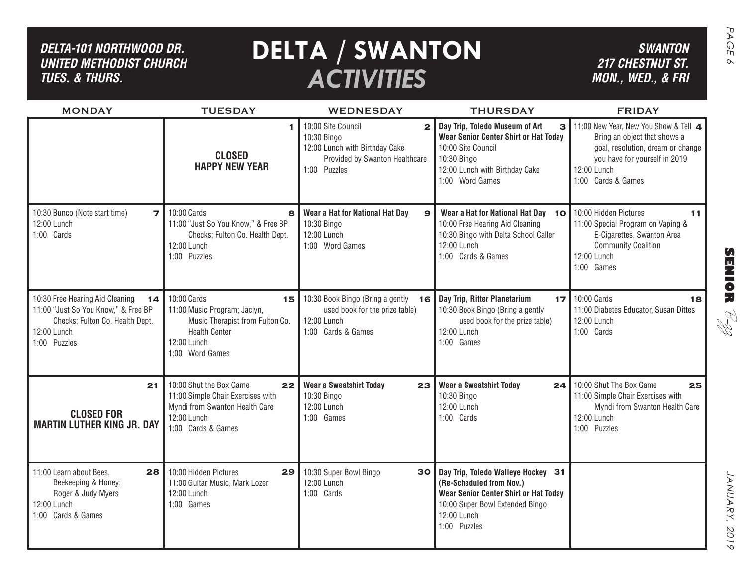# DELTA / SWANTON *ACTIVITIES*

***DELTA-101 NORTHWOOD DR. UNITED METHODIST CHURCH TUES. & THURS.***

***SWANTON 217 CHESTNUT ST. MON., WED., & FRI***

| MONDAY | TUESDAY | WEDNESDAY | THURSDAY | FRIDAY |
|---|---|---|---|---|
| | **1** **CLOSED HAPPY NEW YEAR** | **2** 10:00 Site Council<br>10:30 Bingo<br>12:00 Lunch with Birthday Cake Provided by Swanton Healthcare<br>1:00 Puzzles | **3** **Day Trip, Toledo Museum of Art**<br>**Wear Senior Center Shirt or Hat Today**<br>10:00 Site Council<br>10:30 Bingo<br>12:00 Lunch with Birthday Cake<br>1:00 Word Games | **4** 11:00 New Year, New You Show & Tell Bring an object that shows a goal, resolution, dream or change you have for yourself in 2019<br>12:00 Lunch<br>1:00 Cards & Games |
| **7** 10:30 Bunco (Note start time)<br>12:00 Lunch<br>1:00 Cards | **8** 10:00 Cards<br>11:00 "Just So You Know," & Free BP Checks; Fulton Co. Health Dept.<br>12:00 Lunch<br>1:00 Puzzles | **9** **Wear a Hat for National Hat Day**<br>10:30 Bingo<br>12:00 Lunch<br>1:00 Word Games | **10** **Wear a Hat for National Hat Day**<br>10:00 Free Hearing Aid Cleaning<br>10:30 Bingo with Delta School Caller<br>12:00 Lunch<br>1:00 Cards & Games | **11** 10:00 Hidden Pictures<br>11:00 Special Program on Vaping & E-Cigarettes, Swanton Area Community Coalition<br>12:00 Lunch<br>1:00 Games |
| **14** 10:30 Free Hearing Aid Cleaning<br>11:00 "Just So You Know," & Free BP Checks; Fulton Co. Health Dept.<br>12:00 Lunch<br>1:00 Puzzles | **15** 10:00 Cards<br>11:00 Music Program; Jaclyn, Music Therapist from Fulton Co. Health Center<br>12:00 Lunch<br>1:00 Word Games | **16** 10:30 Book Bingo (Bring a gently used book for the prize table)<br>12:00 Lunch<br>1:00 Cards & Games | **17** **Day Trip, Ritter Planetarium**<br>10:30 Book Bingo (Bring a gently used book for the prize table)<br>12:00 Lunch<br>1:00 Games | **18** 10:00 Cards<br>11:00 Diabetes Educator, Susan Dittes<br>12:00 Lunch<br>1:00 Cards |
| **21** **CLOSED FOR MARTIN LUTHER KING JR. DAY** | **22** 10:00 Shut the Box Game<br>11:00 Simple Chair Exercises with Myndi from Swanton Health Care<br>12:00 Lunch<br>1:00 Cards & Games | **23** **Wear a Sweatshirt Today**<br>10:30 Bingo<br>12:00 Lunch<br>1:00 Games | **24** **Wear a Sweatshirt Today**<br>10:30 Bingo<br>12:00 Lunch<br>1:00 Cards | **25** 10:00 Shut The Box Game<br>11:00 Simple Chair Exercises with Myndi from Swanton Health Care<br>12:00 Lunch<br>1:00 Puzzles |
| **28** 11:00 Learn about Bees, Beekeeping & Honey; Roger & Judy Myers<br>12:00 Lunch<br>1:00 Cards & Games | **29** 10:00 Hidden Pictures<br>11:00 Guitar Music, Mark Lozer<br>12:00 Lunch<br>1:00 Games | **30** 10:30 Super Bowl Bingo<br>12:00 Lunch<br>1:00 Cards | **31** **Day Trip, Toledo Walleye Hockey (Re-Scheduled from Nov.)**<br>**Wear Senior Center Shirt or Hat Today**<br>10:00 Super Bowl Extended Bingo<br>12:00 Lunch<br>1:00 Puzzles | |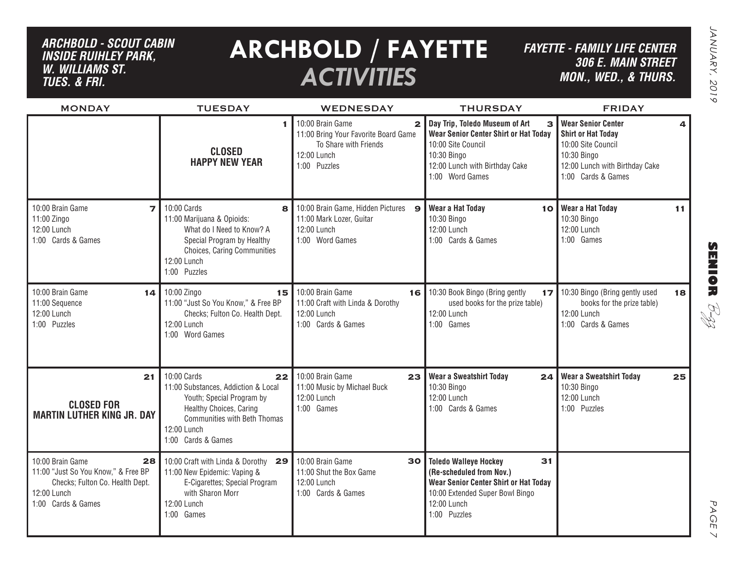***ARCHBOLD - SCOUT CABIN INSIDE RUIHLEY PARK, W. WILLIAMS ST. TUES. & FRI.***

# ARCHBOLD / FAYETTE *ACTIVITIES*

***FAYETTE - FAMILY LIFE CENTER 306 E. MAIN STREET MON., WED., & THURS.***

| MONDAY | TUESDAY | WEDNESDAY | THURSDAY | FRIDAY |
|---|---|---|---|---|
| | **1**<br>**CLOSED**<br>**HAPPY NEW YEAR** | **2**<br>10:00 Brain Game<br>11:00 Bring Your Favorite Board Game To Share with Friends<br>12:00 Lunch<br>1:00 Puzzles | **3**<br>**Day Trip, Toledo Museum of Art**<br>**Wear Senior Center Shirt or Hat Today**<br>10:00 Site Council<br>10:30 Bingo<br>12:00 Lunch with Birthday Cake<br>1:00 Word Games | **4**<br>**Wear Senior Center Shirt or Hat Today**<br>10:00 Site Council<br>10:30 Bingo<br>12:00 Lunch with Birthday Cake<br>1:00 Cards & Games |
| **7**<br>10:00 Brain Game<br>11:00 Zingo<br>12:00 Lunch<br>1:00 Cards & Games | **8**<br>10:00 Cards<br>11:00 Marijuana & Opioids: What do I Need to Know? A Special Program by Healthy Choices, Caring Communities<br>12:00 Lunch<br>1:00 Puzzles | **9**<br>10:00 Brain Game, Hidden Pictures<br>11:00 Mark Lozer, Guitar<br>12:00 Lunch<br>1:00 Word Games | **10**<br>**Wear a Hat Today**<br>10:30 Bingo<br>12:00 Lunch<br>1:00 Cards & Games | **11**<br>**Wear a Hat Today**<br>10:30 Bingo<br>12:00 Lunch<br>1:00 Games |
| **14**<br>10:00 Brain Game<br>11:00 Sequence<br>12:00 Lunch<br>1:00 Puzzles | **15**<br>10:00 Zingo<br>11:00 "Just So You Know," & Free BP Checks; Fulton Co. Health Dept.<br>12:00 Lunch<br>1:00 Word Games | **16**<br>10:00 Brain Game<br>11:00 Craft with Linda & Dorothy<br>12:00 Lunch<br>1:00 Cards & Games | **17**<br>10:30 Book Bingo (Bring gently used books for the prize table)<br>12:00 Lunch<br>1:00 Games | **18**<br>10:30 Bingo (Bring gently used books for the prize table)<br>12:00 Lunch<br>1:00 Cards & Games |
| **21**<br>**CLOSED FOR MARTIN LUTHER KING JR. DAY** | **22**<br>10:00 Cards<br>11:00 Substances, Addiction & Local Youth; Special Program by Healthy Choices, Caring Communities with Beth Thomas<br>12:00 Lunch<br>1:00 Cards & Games | **23**<br>10:00 Brain Game<br>11:00 Music by Michael Buck<br>12:00 Lunch<br>1:00 Games | **24**<br>**Wear a Sweatshirt Today**<br>10:30 Bingo<br>12:00 Lunch<br>1:00 Cards & Games | **25**<br>**Wear a Sweatshirt Today**<br>10:30 Bingo<br>12:00 Lunch<br>1:00 Puzzles |
| **28**<br>10:00 Brain Game<br>11:00 "Just So You Know," & Free BP Checks; Fulton Co. Health Dept.<br>12:00 Lunch<br>1:00 Cards & Games | **29**<br>10:00 Craft with Linda & Dorothy<br>11:00 New Epidemic: Vaping & E-Cigarettes; Special Program with Sharon Morr<br>12:00 Lunch<br>1:00 Games | **30**<br>10:00 Brain Game<br>11:00 Shut the Box Game<br>12:00 Lunch<br>1:00 Cards & Games | **31**<br>**Toledo Walleye Hockey (Re-scheduled from Nov.)**<br>**Wear Senior Center Shirt or Hat Today**<br>10:00 Extended Super Bowl Bingo<br>12:00 Lunch<br>1:00 Puzzles | |